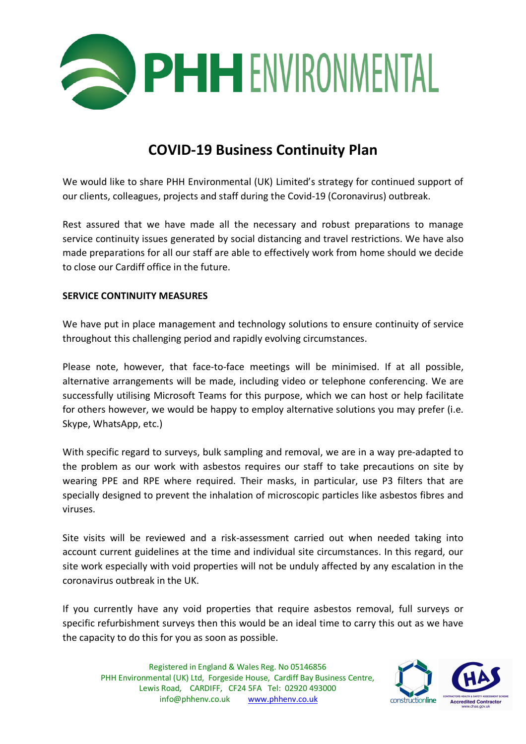# COVID-19 Business Continuity Plan

We would like to share PHH Environmental (UK) Limited's strategy for continued support of our clients, colleagues, projects and staff during the Covid-19 (Coronavirus) outbreak.

Rest assured that we have made all the necessary and robust preparations to manage service continuity issues generated by social distancing and travel restrictions. We have also made preparations for all our staff are able to effectively work from home should we decide to close our Cardiff office in the future.

**SERVICE CONTINUITY MEASURES**

We have put in place management and technology solutions to ensure continuity of service throughout this challenging period and rapidly evolving circumstances.

Please note, however, that face-to-face meetings will be minimised. If at all possible, alternative arrangements will be made, including video or telephone conferencing. We are successfully utilising Microsoft Teams for this purpose, which we can host or help facilitate for others however, we would be happy to employ alternative solutions you may prefer (i.e. Skype, WhatsApp, etc.)

With specific regard to surveys, bulk sampling and removal, we are in a way pre-adapted to the problem as our work with asbestos requires our staff to take precautions on site by wearing PPE and RPE where required. Their masks, in particular, use P3 filters that are specially designed to prevent the inhalation of microscopic particles like asbestos fibres and viruses.

Site visits will be reviewed and a risk-assessment carried out when needed taking into account current guidelines at the time and individual site circumstances. In this regard, our site work especially with void properties will not be unduly affected by any escalation in the coronavirus outbreak in the UK.

If you currently have any void properties that require asbestos removal, full surveys or specific refurbishment surveys then this would be an ideal time to carry this out as we have the capacity to do this for you as soon as possible.

Registered in England & Wales Reg. No 05146856
PHH Environmental (UK) Ltd, Forgeside House, Cardiff Bay Business Centre, Lewis Road, CARDIFF, CF24 5FA Tel: 02920 493000
info@phhenv.co.uk www.phhenv.co.uk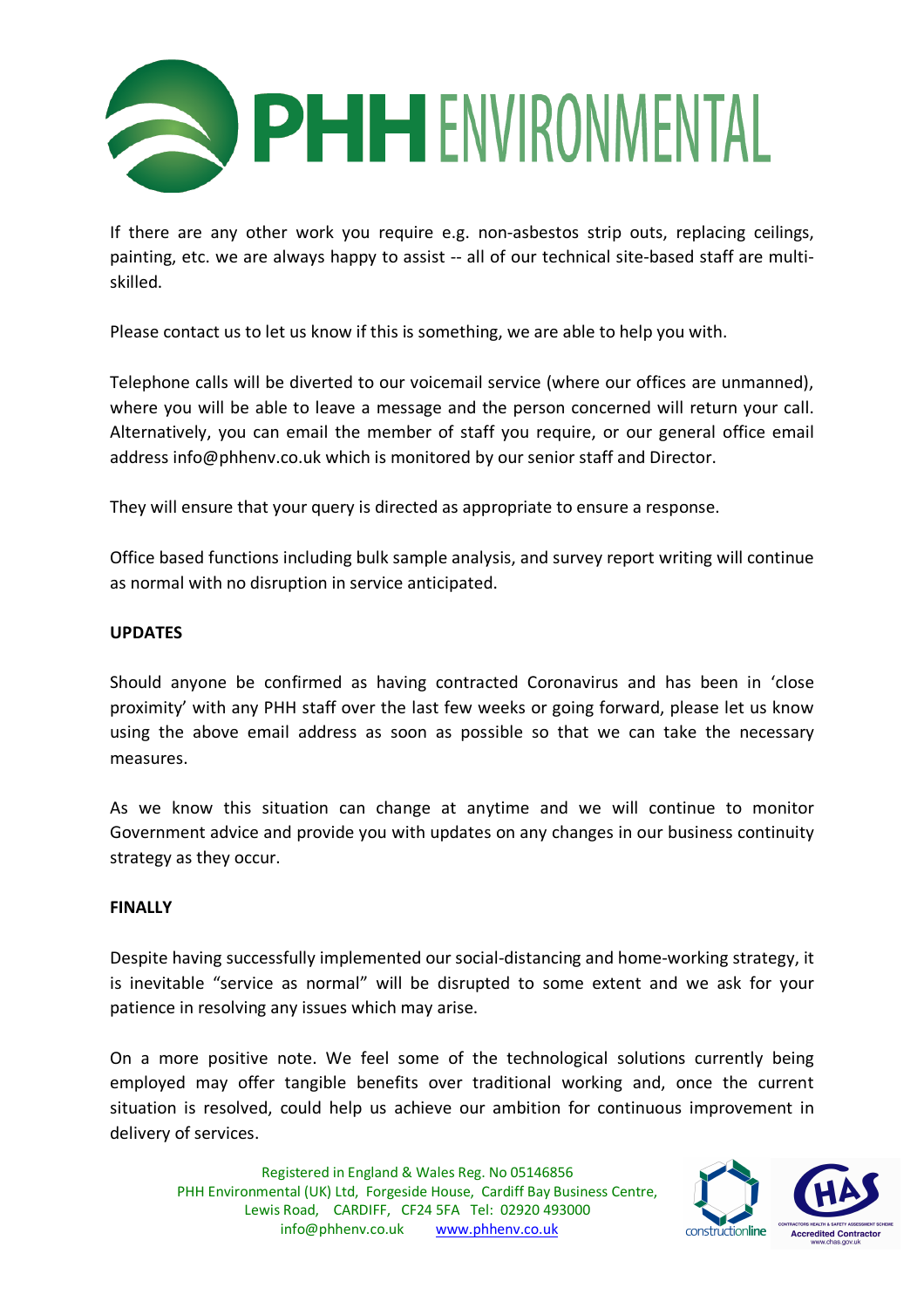If there are any other work you require e.g. non-asbestos strip outs, replacing ceilings, painting, etc. we are always happy to assist -- all of our technical site-based staff are multi-skilled.

Please contact us to let us know if this is something, we are able to help you with.

Telephone calls will be diverted to our voicemail service (where our offices are unmanned), where you will be able to leave a message and the person concerned will return your call. Alternatively, you can email the member of staff you require, or our general office email address info@phhenv.co.uk which is monitored by our senior staff and Director.

They will ensure that your query is directed as appropriate to ensure a response.

Office based functions including bulk sample analysis, and survey report writing will continue as normal with no disruption in service anticipated.

**UPDATES**

Should anyone be confirmed as having contracted Coronavirus and has been in 'close proximity' with any PHH staff over the last few weeks or going forward, please let us know using the above email address as soon as possible so that we can take the necessary measures.

As we know this situation can change at anytime and we will continue to monitor Government advice and provide you with updates on any changes in our business continuity strategy as they occur.

**FINALLY**

Despite having successfully implemented our social-distancing and home-working strategy, it is inevitable "service as normal" will be disrupted to some extent and we ask for your patience in resolving any issues which may arise.

On a more positive note. We feel some of the technological solutions currently being employed may offer tangible benefits over traditional working and, once the current situation is resolved, could help us achieve our ambition for continuous improvement in delivery of services.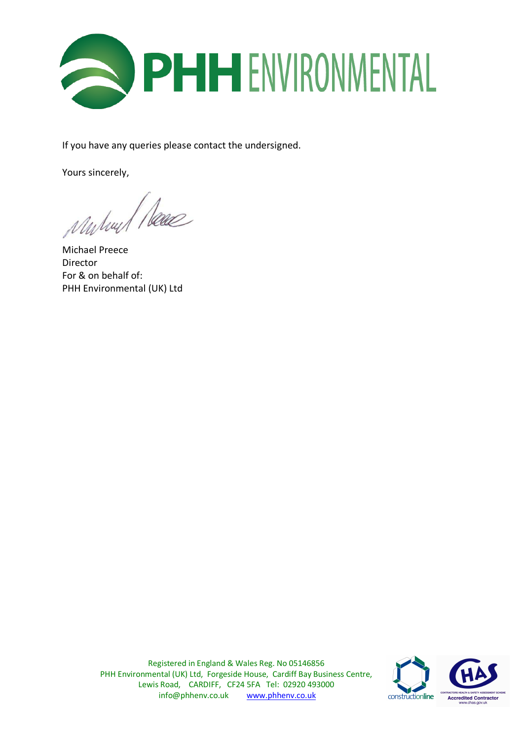If you have any queries please contact the undersigned.

Yours sincerely,

Michael Preece
Director
For & on behalf of:
PHH Environmental (UK) Ltd

Registered in England & Wales Reg. No 05146856
PHH Environmental (UK) Ltd, Forgeside House, Cardiff Bay Business Centre, Lewis Road, CARDIFF, CF24 5FA Tel: 02920 493000
info@phhenv.co.uk www.phhenv.co.uk